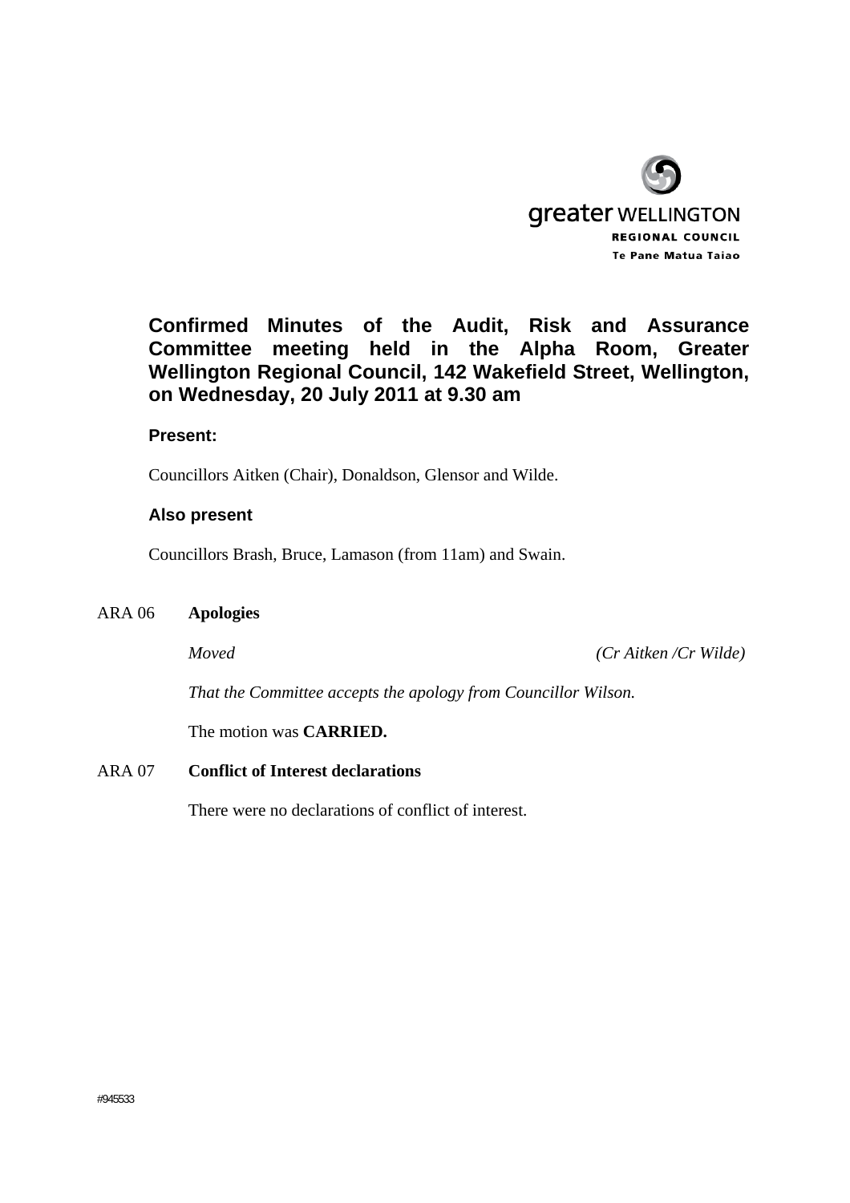greater WELLINGTON
REGIONAL COUNCIL
Te Pane Matua Taiao

# Confirmed Minutes of the Audit, Risk and Assurance Committee meeting held in the Alpha Room, Greater Wellington Regional Council, 142 Wakefield Street, Wellington, on Wednesday, 20 July 2011 at 9.30 am

### Present:

Councillors Aitken (Chair), Donaldson, Glensor and Wilde.

### Also present

Councillors Brash, Bruce, Lamason (from 11am) and Swain.

ARA 06 **Apologies**

*Moved* *(Cr Aitken /Cr Wilde)*

*That the Committee accepts the apology from Councillor Wilson.*

The motion was **CARRIED.**

ARA 07 **Conflict of Interest declarations**

There were no declarations of conflict of interest.

#945533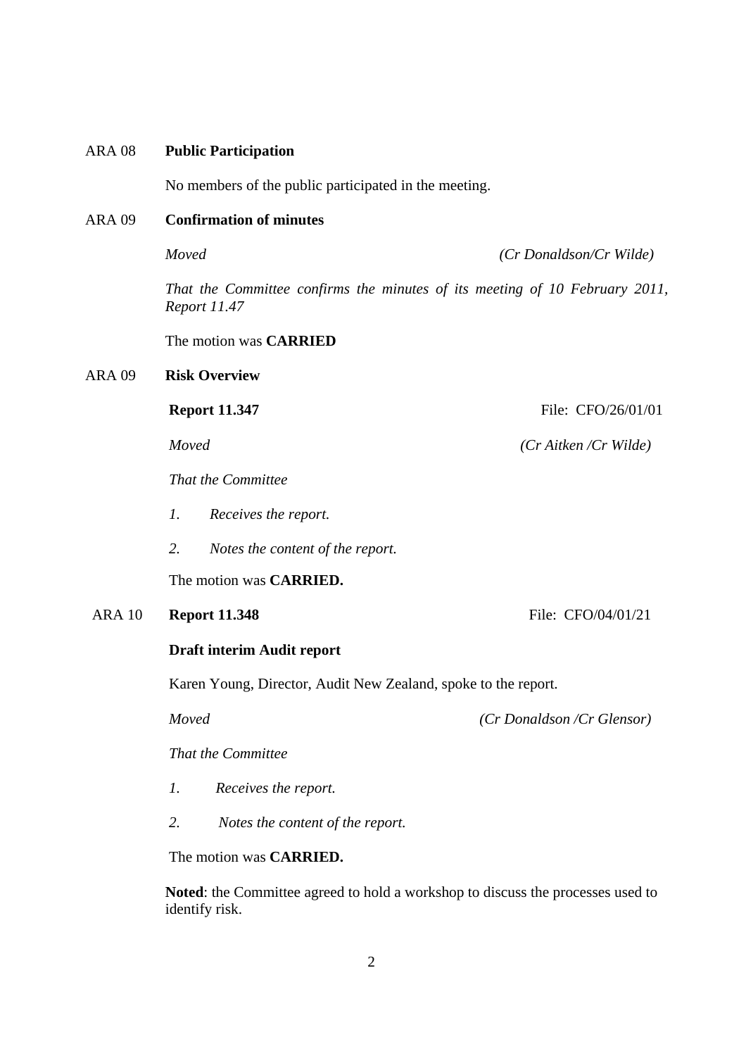ARA 08 **Public Participation**

No members of the public participated in the meeting.

ARA 09 **Confirmation of minutes**

*Moved* *(Cr Donaldson/Cr Wilde)*

*That the Committee confirms the minutes of its meeting of 10 February 2011, Report 11.47*

The motion was **CARRIED**

ARA 09 **Risk Overview**

**Report 11.347** File: CFO/26/01/01

*Moved* *(Cr Aitken /Cr Wilde)*

*That the Committee*

*1. Receives the report.*

*2. Notes the content of the report.*

The motion was **CARRIED.**

ARA 10 **Report 11.348** File: CFO/04/01/21

**Draft interim Audit report**

Karen Young, Director, Audit New Zealand, spoke to the report.

*Moved* *(Cr Donaldson /Cr Glensor)*

*That the Committee*

*1. Receives the report.*

*2. Notes the content of the report.*

The motion was **CARRIED.**

**Noted**: the Committee agreed to hold a workshop to discuss the processes used to identify risk.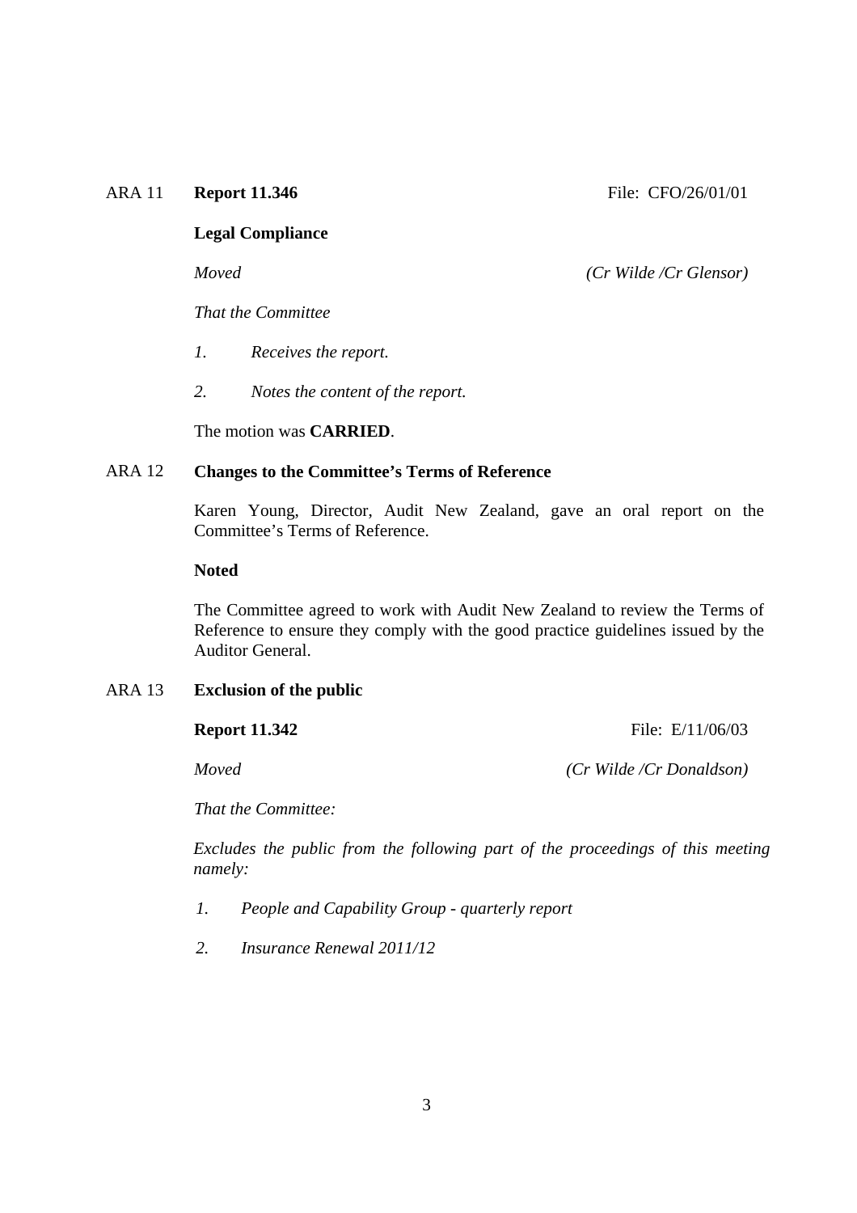ARA 11 **Report 11.346** File: CFO/26/01/01

**Legal Compliance**

*Moved* *(Cr Wilde /Cr Glensor)*

*That the Committee*

*1. Receives the report.*

*2. Notes the content of the report.*

The motion was **CARRIED**.

ARA 12 **Changes to the Committee's Terms of Reference**

Karen Young, Director, Audit New Zealand, gave an oral report on the Committee's Terms of Reference.

**Noted**

The Committee agreed to work with Audit New Zealand to review the Terms of Reference to ensure they comply with the good practice guidelines issued by the Auditor General.

ARA 13 **Exclusion of the public**

**Report 11.342** File: E/11/06/03

*Moved* *(Cr Wilde /Cr Donaldson)*

*That the Committee:*

*Excludes the public from the following part of the proceedings of this meeting namely:*

*1. People and Capability Group - quarterly report*

*2. Insurance Renewal 2011/12*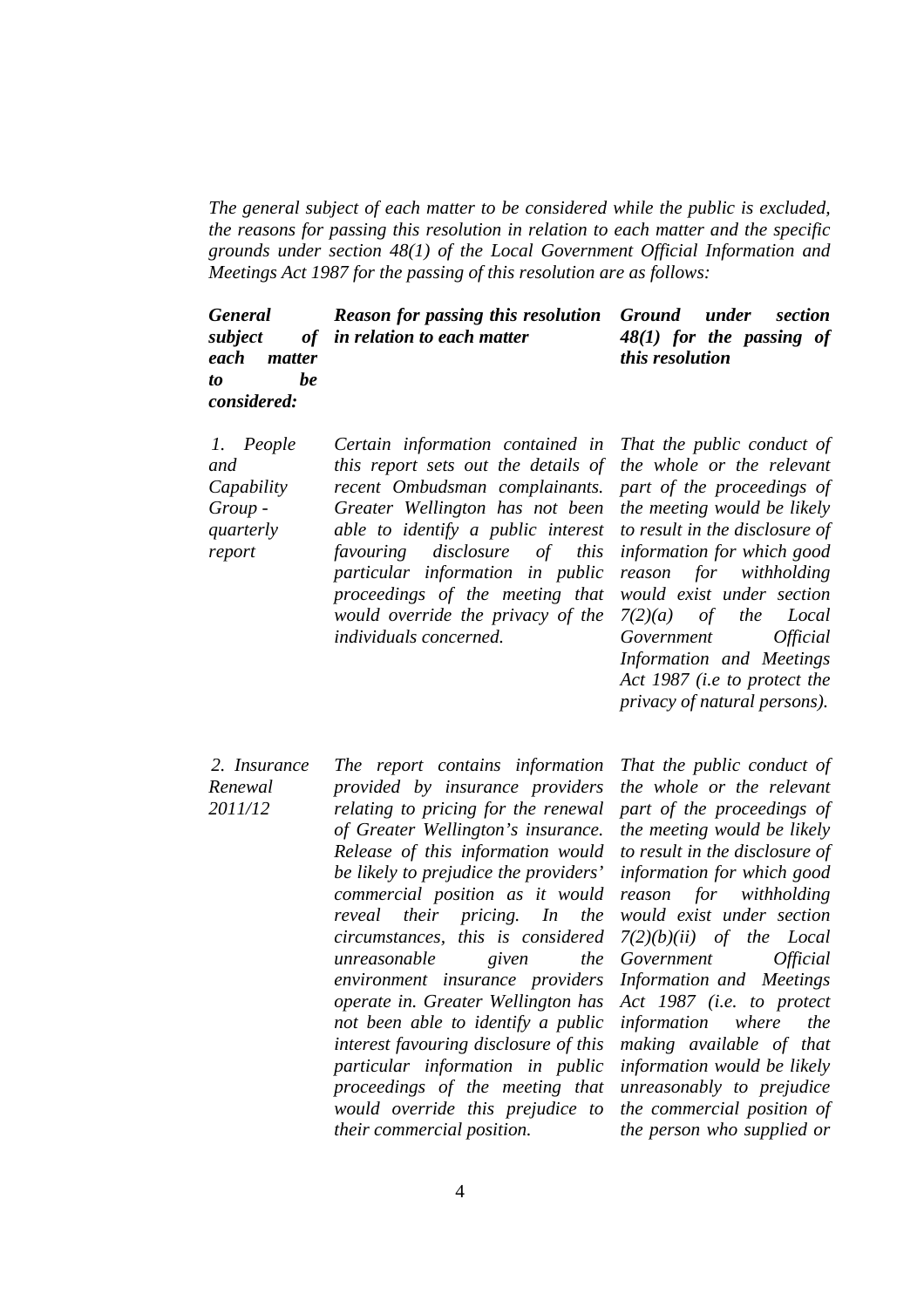*The general subject of each matter to be considered while the public is excluded, the reasons for passing this resolution in relation to each matter and the specific grounds under section 48(1) of the Local Government Official Information and Meetings Act 1987 for the passing of this resolution are as follows:*

| ***General subject of each matter to be considered:*** | ***Reason for passing this resolution in relation to each matter*** | ***Ground under section 48(1) for the passing of this resolution*** |
|---|---|---|
| *1. People and Capability Group - quarterly report* | *Certain information contained in this report sets out the details of recent Ombudsman complainants. Greater Wellington has not been able to identify a public interest favouring disclosure of this particular information in public proceedings of the meeting that would override the privacy of the individuals concerned.* | *That the public conduct of the whole or the relevant part of the proceedings of the meeting would be likely to result in the disclosure of information for which good reason for withholding would exist under section 7(2)(a) of the Local Government Official Information and Meetings Act 1987 (i.e to protect the privacy of natural persons).* |
| *2. Insurance Renewal 2011/12* | *The report contains information provided by insurance providers relating to pricing for the renewal of Greater Wellington's insurance. Release of this information would be likely to prejudice the providers' commercial position as it would reveal their pricing. In the circumstances, this is considered unreasonable given the environment insurance providers operate in. Greater Wellington has not been able to identify a public interest favouring disclosure of this particular information in public proceedings of the meeting that would override this prejudice to their commercial position.* | *That the public conduct of the whole or the relevant part of the proceedings of the meeting would be likely to result in the disclosure of information for which good reason for withholding would exist under section 7(2)(b)(ii) of the Local Government Official Information and Meetings Act 1987 (i.e. to protect information where the making available of that information would be likely unreasonably to prejudice the commercial position of the person who supplied or* |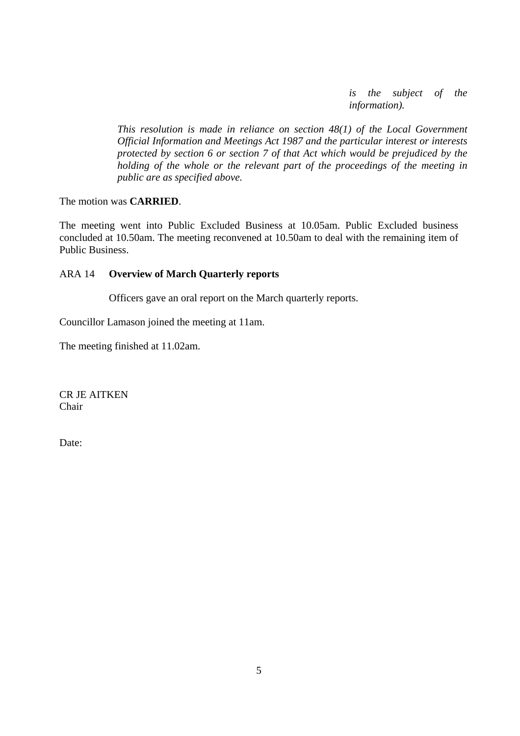*is the subject of the information).*

*This resolution is made in reliance on section 48(1) of the Local Government Official Information and Meetings Act 1987 and the particular interest or interests protected by section 6 or section 7 of that Act which would be prejudiced by the holding of the whole or the relevant part of the proceedings of the meeting in public are as specified above.*

The motion was **CARRIED**.

The meeting went into Public Excluded Business at 10.05am. Public Excluded business concluded at 10.50am. The meeting reconvened at 10.50am to deal with the remaining item of Public Business.

ARA 14 **Overview of March Quarterly reports**

Officers gave an oral report on the March quarterly reports.

Councillor Lamason joined the meeting at 11am.

The meeting finished at 11.02am.

CR JE AITKEN
Chair

Date: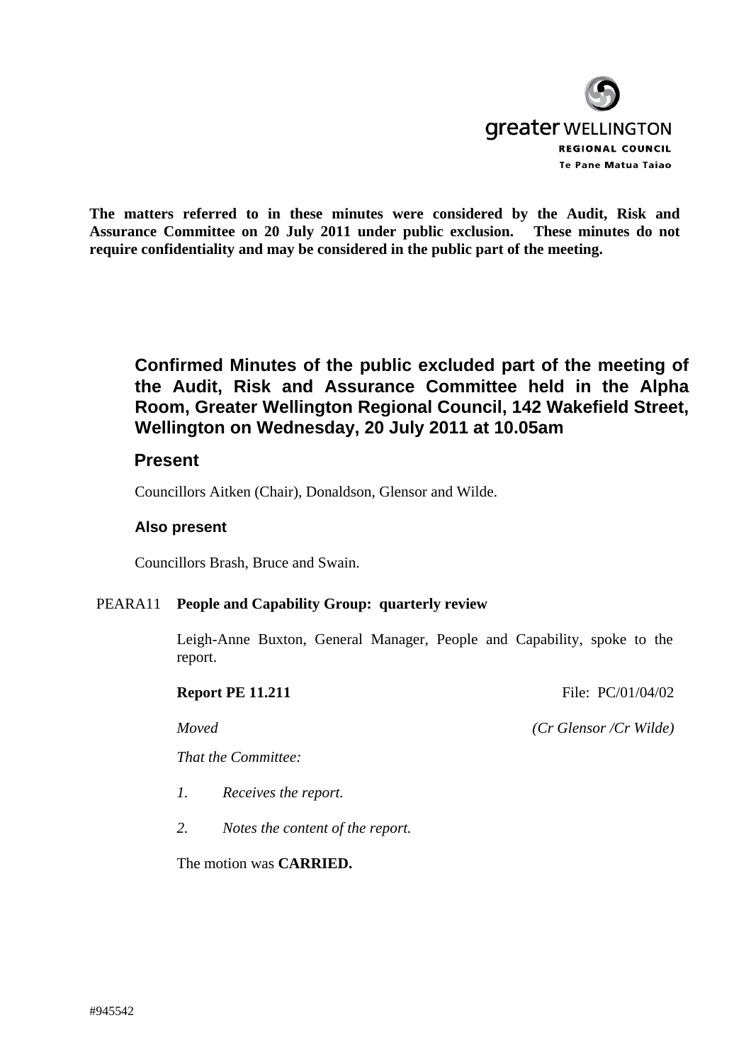greater WELLINGTON
REGIONAL COUNCIL
Te Pane Matua Taiao

**The matters referred to in these minutes were considered by the Audit, Risk and Assurance Committee on 20 July 2011 under public exclusion. These minutes do not require confidentiality and may be considered in the public part of the meeting.**

## Confirmed Minutes of the public excluded part of the meeting of the Audit, Risk and Assurance Committee held in the Alpha Room, Greater Wellington Regional Council, 142 Wakefield Street, Wellington on Wednesday, 20 July 2011 at 10.05am

## Present

Councillors Aitken (Chair), Donaldson, Glensor and Wilde.

### Also present

Councillors Brash, Bruce and Swain.

PEARA11 **People and Capability Group: quarterly review**

Leigh-Anne Buxton, General Manager, People and Capability, spoke to the report.

**Report PE 11.211** File: PC/01/04/02

*Moved* *(Cr Glensor /Cr Wilde)*

*That the Committee:*

1. *Receives the report.*
2. *Notes the content of the report.*

The motion was **CARRIED.**

#945542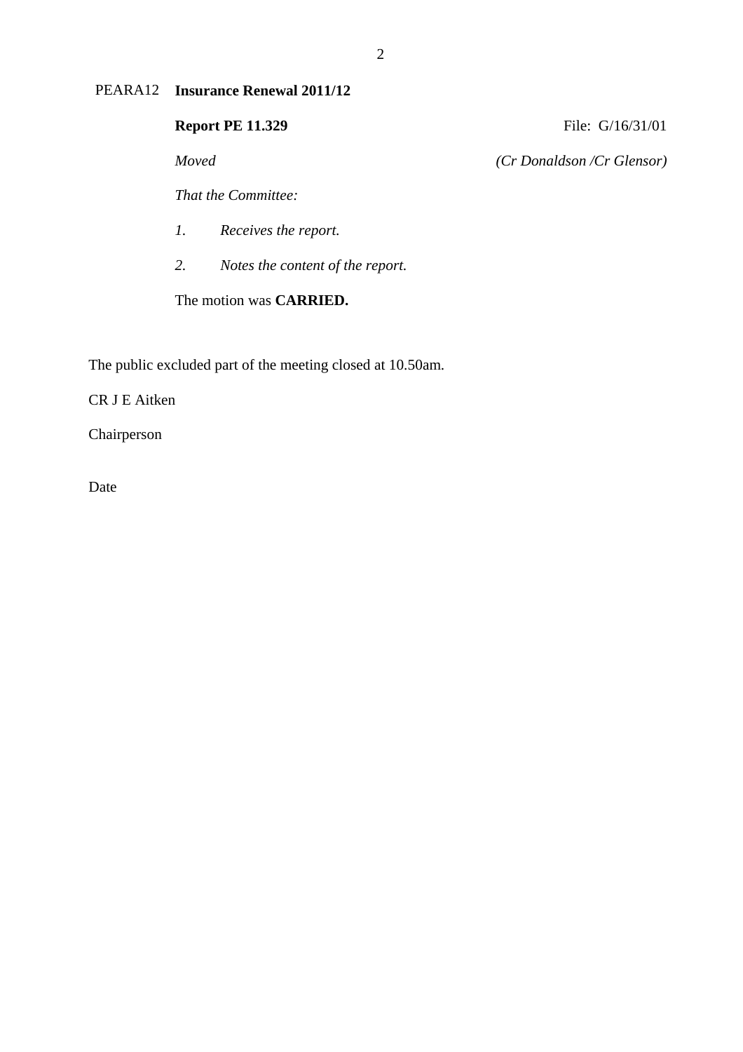PEARA12 **Insurance Renewal 2011/12**

**Report PE 11.329** File: G/16/31/01

*Moved* *(Cr Donaldson /Cr Glensor)*

*That the Committee:*

*1. Receives the report.*

*2. Notes the content of the report.*

The motion was **CARRIED.**

The public excluded part of the meeting closed at 10.50am.

CR J E Aitken

Chairperson

Date